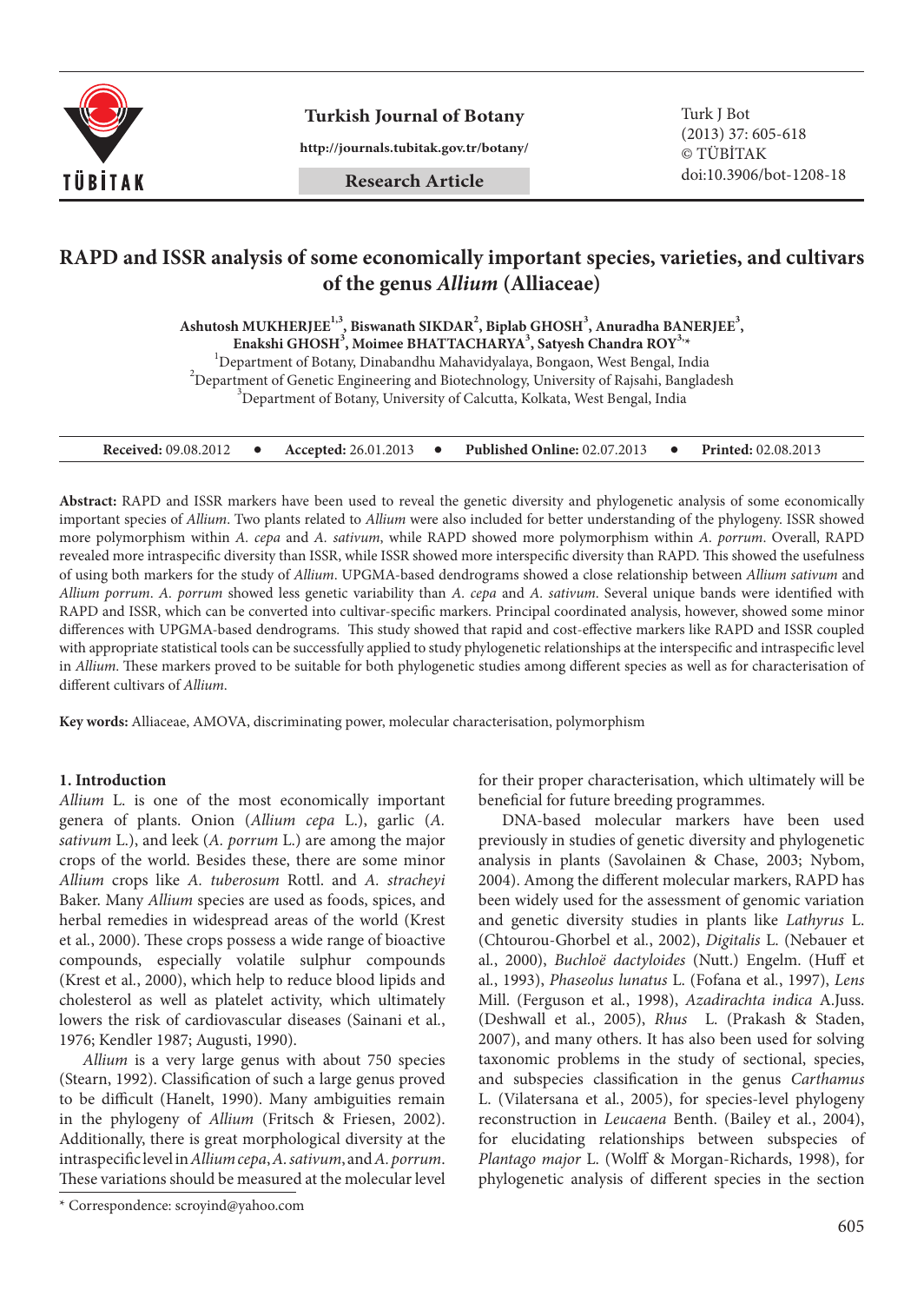# RAPD and ISSR analysis of some economically important species, varieties, and cultivars of the genus *Allium* (Alliaceae)

**Ashutosh MUKHERJEE[1,3], Biswanath SIKDAR[2], Biplab GHOSH[3], Anuradha BANERJEE[3], Enakshi GHOSH[3], Moimee BHATTACHARYA[3], Satyesh Chandra ROY[3,*]**

[1]Department of Botany, Dinabandhu Mahavidyalaya, Bongaon, West Bengal, India
[2]Department of Genetic Engineering and Biotechnology, University of Rajshahi, Bangladesh
[3]Department of Botany, University of Calcutta, Kolkata, West Bengal, India

**Received:** 09.08.2012 • **Accepted:** 26.01.2013 • **Published Online:** 02.07.2013 • **Printed:** 02.08.2013

**Abstract:** RAPD and ISSR markers have been used to reveal the genetic diversity and phylogenetic analysis of some economically important species of *Allium*. Two plants related to *Allium* were also included for better understanding of the phylogeny. ISSR showed more polymorphism within *A. cepa* and *A. sativum*, while RAPD showed more polymorphism within *A. porrum*. Overall, RAPD revealed more intraspecific diversity than ISSR, while ISSR showed more interspecific diversity than RAPD. This showed the usefulness of using both markers for the study of *Allium*. UPGMA-based dendrograms showed a close relationship between *Allium sativum* and *Allium porrum*. *A. porrum* showed less genetic variability than *A. cepa* and *A. sativum*. Several unique bands were identified with RAPD and ISSR, which can be converted into cultivar-specific markers. Principal coordinated analysis, however, showed some minor differences with UPGMA-based dendrograms. This study showed that rapid and cost-effective markers like RAPD and ISSR coupled with appropriate statistical tools can be successfully applied to study phylogenetic relationships at the interspecific and intraspecific level in *Allium*. These markers proved to be suitable for both phylogenetic studies among different species as well as for characterisation of different cultivars of *Allium*.

**Key words:** Alliaceae, AMOVA, discriminating power, molecular characterisation, polymorphism

## 1. Introduction

*Allium* L. is one of the most economically important genera of plants. Onion (*Allium cepa* L.), garlic (*A. sativum* L.), and leek (*A. porrum* L.) are among the major crops of the world. Besides these, there are some minor *Allium* crops like *A. tuberosum* Rottl. and *A. stracheyi* Baker. Many *Allium* species are used as foods, spices, and herbal remedies in widespread areas of the world (Krest et al., 2000). These crops possess a wide range of bioactive compounds, especially volatile sulphur compounds (Krest et al., 2000), which help to reduce blood lipids and cholesterol as well as platelet activity, which ultimately lowers the risk of cardiovascular diseases (Sainani et al., 1976; Kendler 1987; Augusti, 1990).

*Allium* is a very large genus with about 750 species (Stearn, 1992). Classification of such a large genus proved to be difficult (Hanelt, 1990). Many ambiguities remain in the phylogeny of *Allium* (Fritsch & Friesen, 2002). Additionally, there is great morphological diversity at the intraspecific level in *Allium cepa*, *A. sativum*, and *A. porrum*. These variations should be measured at the molecular level for their proper characterisation, which ultimately will be beneficial for future breeding programmes.

DNA-based molecular markers have been used previously in studies of genetic diversity and phylogenetic analysis in plants (Savolainen & Chase, 2003; Nybom, 2004). Among the different molecular markers, RAPD has been widely used for the assessment of genomic variation and genetic diversity studies in plants like *Lathyrus* L. (Chtourou-Ghorbel et al., 2002), *Digitalis* L. (Nebauer et al., 2000), *Buchloë dactyloides* (Nutt.) Engelm. (Huff et al., 1993), *Phaseolus lunatus* L. (Fofana et al., 1997), *Lens* Mill. (Ferguson et al., 1998), *Azadirachta indica* A.Juss. (Deshwall et al., 2005), *Rhus* L. (Prakash & Staden, 2007), and many others. It has also been used for solving taxonomic problems in the study of sectional, species, and subspecies classification in the genus *Carthamus* L. (Vilatersana et al., 2005), for species-level phylogeny reconstruction in *Leucaena* Benth. (Bailey et al., 2004), for elucidating relationships between subspecies of *Plantago major* L. (Wolff & Morgan-Richards, 1998), for phylogenetic analysis of different species in the section

\* Correspondence: scroyind@yahoo.com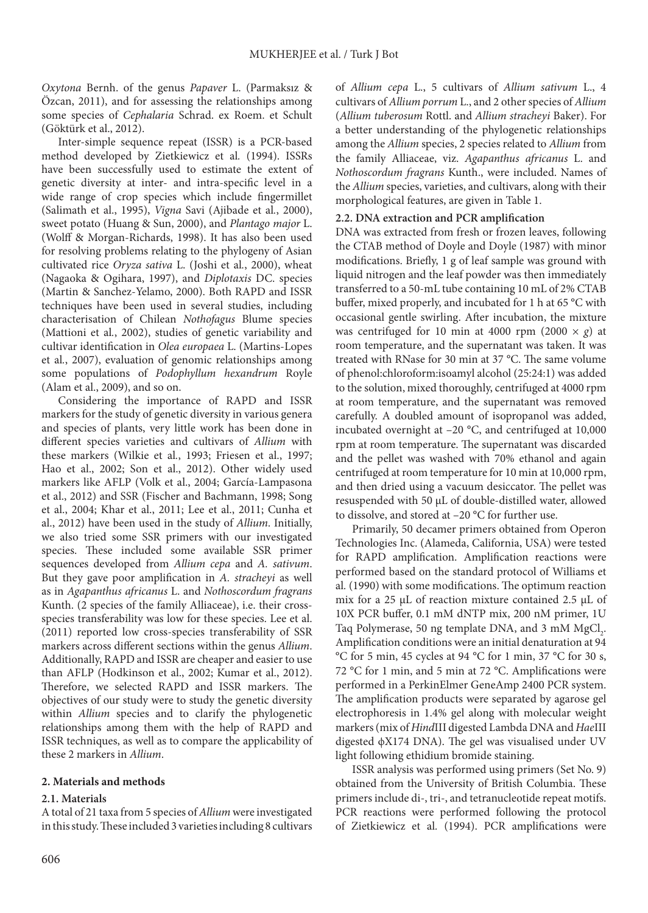*Oxytona* Bernh. of the genus *Papaver* L. (Parmaksız & Özcan, 2011), and for assessing the relationships among some species of *Cephalaria* Schrad. ex Roem. et Schult (Göktürk et al., 2012).

Inter-simple sequence repeat (ISSR) is a PCR-based method developed by Zietkiewicz et al. (1994). ISSRs have been successfully used to estimate the extent of genetic diversity at inter- and intra-specific level in a wide range of crop species which include fingermillet (Salimath et al., 1995), *Vigna* Savi (Ajibade et al., 2000), sweet potato (Huang & Sun, 2000), and *Plantago major* L. (Wolff & Morgan-Richards, 1998). It has also been used for resolving problems relating to the phylogeny of Asian cultivated rice *Oryza sativa* L. (Joshi et al., 2000), wheat (Nagaoka & Ogihara, 1997), and *Diplotaxis* DC. species (Martin & Sanchez-Yelamo, 2000). Both RAPD and ISSR techniques have been used in several studies, including characterisation of Chilean *Nothofagus* Blume species (Mattioni et al., 2002), studies of genetic variability and cultivar identification in *Olea europaea* L. (Martins-Lopes et al., 2007), evaluation of genomic relationships among some populations of *Podophyllum hexandrum* Royle (Alam et al., 2009), and so on.

Considering the importance of RAPD and ISSR markers for the study of genetic diversity in various genera and species of plants, very little work has been done in different species varieties and cultivars of *Allium* with these markers (Wilkie et al., 1993; Friesen et al., 1997; Hao et al., 2002; Son et al., 2012). Other widely used markers like AFLP (Volk et al., 2004; García-Lampasona et al., 2012) and SSR (Fischer and Bachmann, 1998; Song et al., 2004; Khar et al., 2011; Lee et al., 2011; Cunha et al., 2012) have been used in the study of *Allium*. Initially, we also tried some SSR primers with our investigated species. These included some available SSR primer sequences developed from *Allium cepa* and *A. sativum*. But they gave poor amplification in *A. stracheyi* as well as in *Agapanthus africanus* L. and *Nothoscordum fragrans* Kunth. (2 species of the family Alliaceae), i.e. their cross-species transferability was low for these species. Lee et al. (2011) reported low cross-species transferability of SSR markers across different sections within the genus *Allium*. Additionally, RAPD and ISSR are cheaper and easier to use than AFLP (Hodkinson et al., 2002; Kumar et al., 2012). Therefore, we selected RAPD and ISSR markers. The objectives of our study were to study the genetic diversity within *Allium* species and to clarify the phylogenetic relationships among them with the help of RAPD and ISSR techniques, as well as to compare the applicability of these 2 markers in *Allium*.

## 2. Materials and methods

### 2.1. Materials

A total of 21 taxa from 5 species of *Allium* were investigated in this study. These included 3 varieties including 8 cultivars of *Allium cepa* L., 5 cultivars of *Allium sativum* L., 4 cultivars of *Allium porrum* L., and 2 other species of *Allium* (*Allium tuberosum* Rottl. and *Allium stracheyi* Baker). For a better understanding of the phylogenetic relationships among the *Allium* species, 2 species related to *Allium* from the family Alliaceae, viz. *Agapanthus africanus* L. and *Nothoscordum fragrans* Kunth., were included. Names of the *Allium* species, varieties, and cultivars, along with their morphological features, are given in Table 1.

### 2.2. DNA extraction and PCR amplification

DNA was extracted from fresh or frozen leaves, following the CTAB method of Doyle and Doyle (1987) with minor modifications. Briefly, 1 g of leaf sample was ground with liquid nitrogen and the leaf powder was then immediately transferred to a 50-mL tube containing 10 mL of 2% CTAB buffer, mixed properly, and incubated for 1 h at 65 °C with occasional gentle swirling. After incubation, the mixture was centrifuged for 10 min at 4000 rpm (2000 × *g*) at room temperature, and the supernatant was taken. It was treated with RNase for 30 min at 37 °C. The same volume of phenol:chloroform:isoamyl alcohol (25:24:1) was added to the solution, mixed thoroughly, centrifuged at 4000 rpm at room temperature, and the supernatant was removed carefully. A doubled amount of isopropanol was added, incubated overnight at –20 °C, and centrifuged at 10,000 rpm at room temperature. The supernatant was discarded and the pellet was washed with 70% ethanol and again centrifuged at room temperature for 10 min at 10,000 rpm, and then dried using a vacuum desiccator. The pellet was resuspended with 50 µL of double-distilled water, allowed to dissolve, and stored at –20 °C for further use.

Primarily, 50 decamer primers obtained from Operon Technologies Inc. (Alameda, California, USA) were tested for RAPD amplification. Amplification reactions were performed based on the standard protocol of Williams et al. (1990) with some modifications. The optimum reaction mix for a 25 µL of reaction mixture contained 2.5 µL of 10X PCR buffer, 0.1 mM dNTP mix, 200 nM primer, 1U Taq Polymerase, 50 ng template DNA, and 3 mM $MgCl_2$. Amplification conditions were an initial denaturation at 94 °C for 5 min, 45 cycles at 94 °C for 1 min, 37 °C for 30 s, 72 °C for 1 min, and 5 min at 72 °C. Amplifications were performed in a PerkinElmer GeneAmp 2400 PCR system. The amplification products were separated by agarose gel electrophoresis in 1.4% gel along with molecular weight markers (mix of *Hind*III digested Lambda DNA and *Hae*III digested ϕX174 DNA). The gel was visualised under UV light following ethidium bromide staining.

ISSR analysis was performed using primers (Set No. 9) obtained from the University of British Columbia. These primers include di-, tri-, and tetranucleotide repeat motifs. PCR reactions were performed following the protocol of Zietkiewicz et al. (1994). PCR amplifications were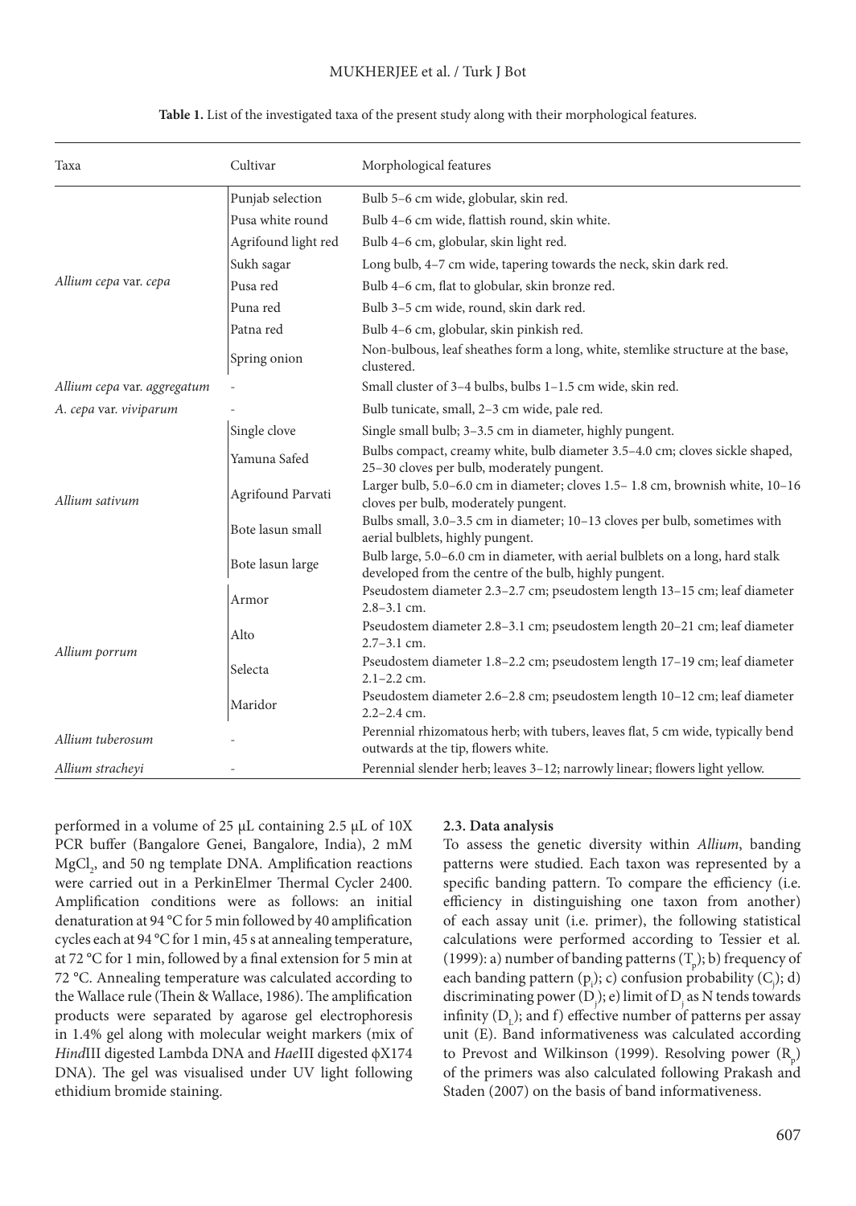**Table 1.** List of the investigated taxa of the present study along with their morphological features.

| Taxa | Cultivar | Morphological features |
|---|---|---|
| *Allium cepa* var. *cepa* | Punjab selection | Bulb 5–6 cm wide, globular, skin red. |
| | Pusa white round | Bulb 4–6 cm wide, flattish round, skin white. |
| | Agrifound light red | Bulb 4–6 cm, globular, skin light red. |
| | Sukh sagar | Long bulb, 4–7 cm wide, tapering towards the neck, skin dark red. |
| | Pusa red | Bulb 4–6 cm, flat to globular, skin bronze red. |
| | Puna red | Bulb 3–5 cm wide, round, skin dark red. |
| | Patna red | Bulb 4–6 cm, globular, skin pinkish red. |
| | Spring onion | Non-bulbous, leaf sheathes form a long, white, stemlike structure at the base, clustered. |
| *Allium cepa* var. *aggregatum* | - | Small cluster of 3–4 bulbs, bulbs 1–1.5 cm wide, skin red. |
| *A. cepa* var. *viviparum* | - | Bulb tunicate, small, 2–3 cm wide, pale red. |
| *Allium sativum* | Single clove | Single small bulb; 3–3.5 cm in diameter, highly pungent. |
| | Yamuna Safed | Bulbs compact, creamy white, bulb diameter 3.5–4.0 cm; cloves sickle shaped, 25–30 cloves per bulb, moderately pungent. |
| | Agrifound Parvati | Larger bulb, 5.0–6.0 cm in diameter; cloves 1.5– 1.8 cm, brownish white, 10–16 cloves per bulb, moderately pungent. |
| | Bote lasun small | Bulbs small, 3.0–3.5 cm in diameter; 10–13 cloves per bulb, sometimes with aerial bulblets, highly pungent. |
| | Bote lasun large | Bulb large, 5.0–6.0 cm in diameter, with aerial bulblets on a long, hard stalk developed from the centre of the bulb, highly pungent. |
| *Allium porrum* | Armor | Pseudostem diameter 2.3–2.7 cm; pseudostem length 13–15 cm; leaf diameter 2.8–3.1 cm. |
| | Alto | Pseudostem diameter 2.8–3.1 cm; pseudostem length 20–21 cm; leaf diameter 2.7–3.1 cm. |
| | Selecta | Pseudostem diameter 1.8–2.2 cm; pseudostem length 17–19 cm; leaf diameter 2.1–2.2 cm. |
| | Maridor | Pseudostem diameter 2.6–2.8 cm; pseudostem length 10–12 cm; leaf diameter 2.2–2.4 cm. |
| *Allium tuberosum* | - | Perennial rhizomatous herb; with tubers, leaves flat, 5 cm wide, typically bend outwards at the tip, flowers white. |
| *Allium stracheyi* | - | Perennial slender herb; leaves 3–12; narrowly linear; flowers light yellow. |

performed in a volume of 25 µL containing 2.5 µL of 10X PCR buffer (Bangalore Genei, Bangalore, India), 2 mM $MgCl_2$, and 50 ng template DNA. Amplification reactions were carried out in a PerkinElmer Thermal Cycler 2400. Amplification conditions were as follows: an initial denaturation at 94 °C for 5 min followed by 40 amplification cycles each at 94 °C for 1 min, 45 s at annealing temperature, at 72 °C for 1 min, followed by a final extension for 5 min at 72 °C. Annealing temperature was calculated according to the Wallace rule (Thein & Wallace, 1986). The amplification products were separated by agarose gel electrophoresis in 1.4% gel along with molecular weight markers (mix of *Hind*III digested Lambda DNA and *Hae*III digested ϕX174 DNA). The gel was visualised under UV light following ethidium bromide staining.

### 2.3. Data analysis

To assess the genetic diversity within *Allium*, banding patterns were studied. Each taxon was represented by a specific banding pattern. To compare the efficiency (i.e. efficiency in distinguishing one taxon from another) of each assay unit (i.e. primer), the following statistical calculations were performed according to Tessier et al. (1999): a) number of banding patterns ($T_p$); b) frequency of each banding pattern ($p_i$); c) confusion probability ($C_j$); d) discriminating power ($D_j$); e) limit of $D_j$ as N tends towards infinity ($D_L$); and f) effective number of patterns per assay unit (E). Band informativeness was calculated according to Prevost and Wilkinson (1999). Resolving power ($R_p$) of the primers was also calculated following Prakash and Staden (2007) on the basis of band informativeness.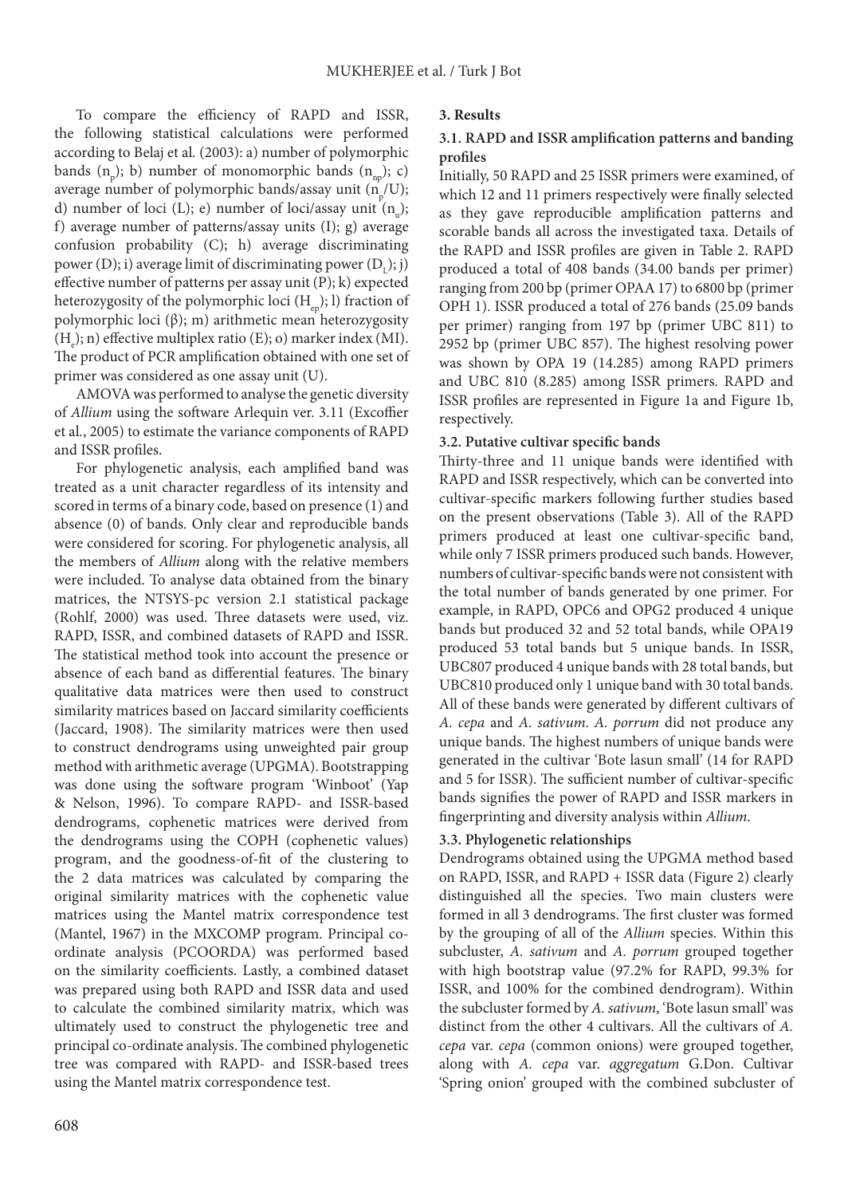To compare the efficiency of RAPD and ISSR, the following statistical calculations were performed according to Belaj et al. (2003): a) number of polymorphic bands ($n_p$); b) number of monomorphic bands ($n_{np}$); c) average number of polymorphic bands/assay unit ($n_p/U$); d) number of loci (L); e) number of loci/assay unit ($n_u$); f) average number of patterns/assay units (I); g) average confusion probability (C); h) average discriminating power (D); i) average limit of discriminating power ($D_L$); j) effective number of patterns per assay unit (P); k) expected heterozygosity of the polymorphic loci ($H_{ep}$); l) fraction of polymorphic loci (β); m) arithmetic mean heterozygosity ($H_e$); n) effective multiplex ratio (E); o) marker index (MI). The product of PCR amplification obtained with one set of primer was considered as one assay unit (U).

AMOVA was performed to analyse the genetic diversity of *Allium* using the software Arlequin ver. 3.11 (Excoffier et al., 2005) to estimate the variance components of RAPD and ISSR profiles.

For phylogenetic analysis, each amplified band was treated as a unit character regardless of its intensity and scored in terms of a binary code, based on presence (1) and absence (0) of bands. Only clear and reproducible bands were considered for scoring. For phylogenetic analysis, all the members of *Allium* along with the relative members were included. To analyse data obtained from the binary matrices, the NTSYS-pc version 2.1 statistical package (Rohlf, 2000) was used. Three datasets were used, viz. RAPD, ISSR, and combined datasets of RAPD and ISSR. The statistical method took into account the presence or absence of each band as differential features. The binary qualitative data matrices were then used to construct similarity matrices based on Jaccard similarity coefficients (Jaccard, 1908). The similarity matrices were then used to construct dendrograms using unweighted pair group method with arithmetic average (UPGMA). Bootstrapping was done using the software program 'Winboot' (Yap & Nelson, 1996). To compare RAPD- and ISSR-based dendrograms, cophenetic matrices were derived from the dendrograms using the COPH (cophenetic values) program, and the goodness-of-fit of the clustering to the 2 data matrices was calculated by comparing the original similarity matrices with the cophenetic value matrices using the Mantel matrix correspondence test (Mantel, 1967) in the MXCOMP program. Principal co-ordinate analysis (PCOORDA) was performed based on the similarity coefficients. Lastly, a combined dataset was prepared using both RAPD and ISSR data and used to calculate the combined similarity matrix, which was ultimately used to construct the phylogenetic tree and principal co-ordinate analysis. The combined phylogenetic tree was compared with RAPD- and ISSR-based trees using the Mantel matrix correspondence test.

## 3. Results

### 3.1. RAPD and ISSR amplification patterns and banding profiles

Initially, 50 RAPD and 25 ISSR primers were examined, of which 12 and 11 primers respectively were finally selected as they gave reproducible amplification patterns and scorable bands all across the investigated taxa. Details of the RAPD and ISSR profiles are given in Table 2. RAPD produced a total of 408 bands (34.00 bands per primer) ranging from 200 bp (primer OPAA 17) to 6800 bp (primer OPH 1). ISSR produced a total of 276 bands (25.09 bands per primer) ranging from 197 bp (primer UBC 811) to 2952 bp (primer UBC 857). The highest resolving power was shown by OPA 19 (14.285) among RAPD primers and UBC 810 (8.285) among ISSR primers. RAPD and ISSR profiles are represented in Figure 1a and Figure 1b, respectively.

### 3.2. Putative cultivar specific bands

Thirty-three and 11 unique bands were identified with RAPD and ISSR respectively, which can be converted into cultivar-specific markers following further studies based on the present observations (Table 3). All of the RAPD primers produced at least one cultivar-specific band, while only 7 ISSR primers produced such bands. However, numbers of cultivar-specific bands were not consistent with the total number of bands generated by one primer. For example, in RAPD, OPC6 and OPG2 produced 4 unique bands but produced 32 and 52 total bands, while OPA19 produced 53 total bands but 5 unique bands. In ISSR, UBC807 produced 4 unique bands with 28 total bands, but UBC810 produced only 1 unique band with 30 total bands. All of these bands were generated by different cultivars of *A. cepa* and *A. sativum*. *A. porrum* did not produce any unique bands. The highest numbers of unique bands were generated in the cultivar 'Bote lasun small' (14 for RAPD and 5 for ISSR). The sufficient number of cultivar-specific bands signifies the power of RAPD and ISSR markers in fingerprinting and diversity analysis within *Allium*.

### 3.3. Phylogenetic relationships

Dendrograms obtained using the UPGMA method based on RAPD, ISSR, and RAPD + ISSR data (Figure 2) clearly distinguished all the species. Two main clusters were formed in all 3 dendrograms. The first cluster was formed by the grouping of all of the *Allium* species. Within this subcluster, *A. sativum* and *A. porrum* grouped together with high bootstrap value (97.2% for RAPD, 99.3% for ISSR, and 100% for the combined dendrogram). Within the subcluster formed by *A. sativum*, 'Bote lasun small' was distinct from the other 4 cultivars. All the cultivars of *A. cepa* var. *cepa* (common onions) were grouped together, along with *A. cepa* var. *aggregatum* G.Don. Cultivar 'Spring onion' grouped with the combined subcluster of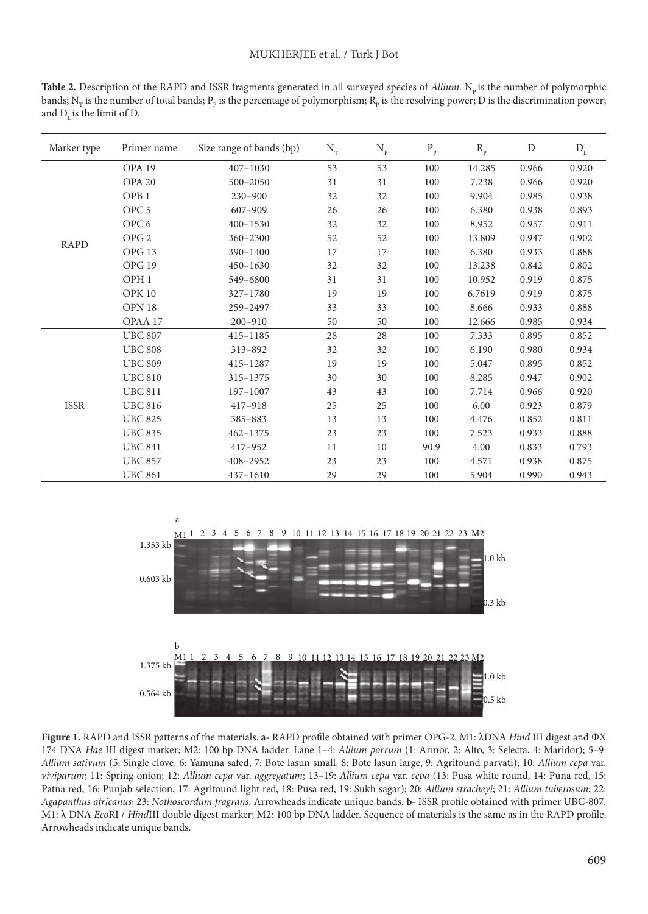**Table 2.** Description of the RAPD and ISSR fragments generated in all surveyed species of *Allium*. $N_P$ is the number of polymorphic bands; $N_T$ is the number of total bands; $P_P$ is the percentage of polymorphism; $R_P$ is the resolving power; D is the discrimination power; and $D_L$ is the limit of D.

| Marker type | Primer name | Size range of bands (bp) | $N_T$ | $N_P$ | $P_P$ | $R_P$ | D | $D_L$ |
|---|---|---|---|---|---|---|---|---|
| RAPD | OPA 19 | 407–1030 | 53 | 53 | 100 | 14.285 | 0.966 | 0.920 |
| | OPA 20 | 500–2050 | 31 | 31 | 100 | 7.238 | 0.966 | 0.920 |
| | OPB 1 | 230–900 | 32 | 32 | 100 | 9.904 | 0.985 | 0.938 |
| | OPC 5 | 607–909 | 26 | 26 | 100 | 6.380 | 0.938 | 0.893 |
| | OPC 6 | 400–1530 | 32 | 32 | 100 | 8.952 | 0.957 | 0.911 |
| | OPG 2 | 360–2300 | 52 | 52 | 100 | 13.809 | 0.947 | 0.902 |
| | OPG 13 | 390–1400 | 17 | 17 | 100 | 6.380 | 0.933 | 0.888 |
| | OPG 19 | 450–1630 | 32 | 32 | 100 | 13.238 | 0.842 | 0.802 |
| | OPH 1 | 549–6800 | 31 | 31 | 100 | 10.952 | 0.919 | 0.875 |
| | OPK 10 | 327–1780 | 19 | 19 | 100 | 6.7619 | 0.919 | 0.875 |
| | OPN 18 | 259–2497 | 33 | 33 | 100 | 8.666 | 0.933 | 0.888 |
| | OPAA 17 | 200–910 | 50 | 50 | 100 | 12.666 | 0.985 | 0.934 |
| ISSR | UBC 807 | 415–1185 | 28 | 28 | 100 | 7.333 | 0.895 | 0.852 |
| | UBC 808 | 313–892 | 32 | 32 | 100 | 6.190 | 0.980 | 0.934 |
| | UBC 809 | 415–1287 | 19 | 19 | 100 | 5.047 | 0.895 | 0.852 |
| | UBC 810 | 315–1375 | 30 | 30 | 100 | 8.285 | 0.947 | 0.902 |
| | UBC 811 | 197–1007 | 43 | 43 | 100 | 7.714 | 0.966 | 0.920 |
| | UBC 816 | 417–918 | 25 | 25 | 100 | 6.00 | 0.923 | 0.879 |
| | UBC 825 | 385–883 | 13 | 13 | 100 | 4.476 | 0.852 | 0.811 |
| | UBC 835 | 462–1375 | 23 | 23 | 100 | 7.523 | 0.933 | 0.888 |
| | UBC 841 | 417–952 | 11 | 10 | 90.9 | 4.00 | 0.833 | 0.793 |
| | UBC 857 | 408–2952 | 23 | 23 | 100 | 4.571 | 0.938 | 0.875 |
| | UBC 861 | 437–1610 | 29 | 29 | 100 | 5.904 | 0.990 | 0.943 |

**Figure 1.** RAPD and ISSR patterns of the materials. **a**- RAPD profile obtained with primer OPG-2. M1: λDNA *Hind* III digest and ΦX 174 DNA *Hae* III digest marker; M2: 100 bp DNA ladder. Lane 1–4: *Allium porrum* (1: Armor, 2: Alto, 3: Selecta, 4: Maridor); 5–9: *Allium sativum* (5: Single clove, 6: Yamuna safed, 7: Bote lasun small, 8: Bote lasun large, 9: Agrifound parvati); 10: *Allium cepa* var. *viviparum*; 11: Spring onion; 12: *Allium cepa* var. *aggregatum*; 13–19: *Allium cepa* var. *cepa* (13: Pusa white round, 14: Puna red, 15: Patna red, 16: Punjab selection, 17: Agrifound light red, 18: Pusa red, 19: Sukh sagar); 20: *Allium stracheyi*; 21: *Allium tuberosum*; 22: *Agapanthus africanus*; 23: *Nothoscordum fragrans*. Arrowheads indicate unique bands. **b**- ISSR profile obtained with primer UBC-807. M1: λ DNA *Eco*RI / *Hind*III double digest marker; M2: 100 bp DNA ladder. Sequence of materials is the same as in the RAPD profile. Arrowheads indicate unique bands.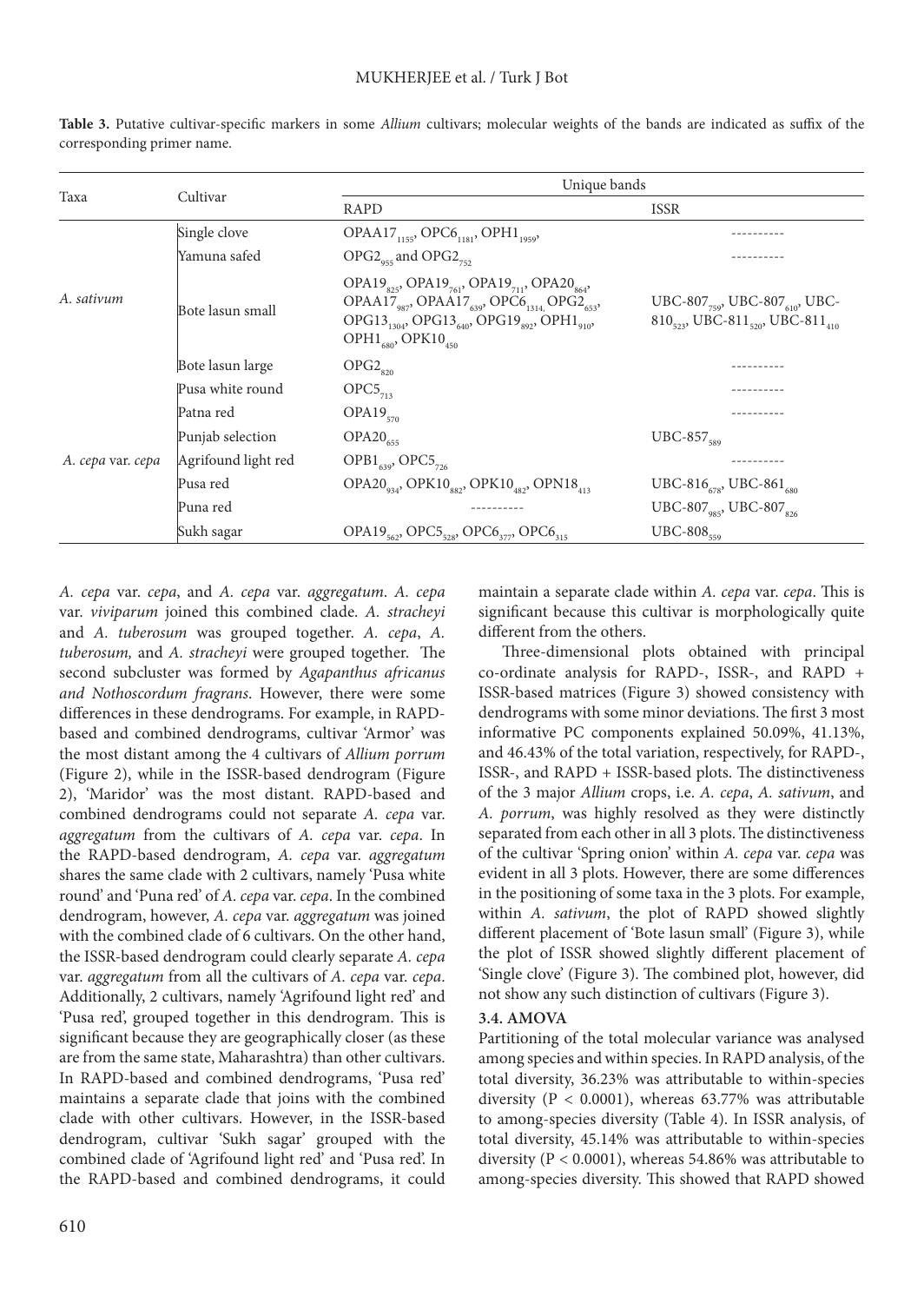**Table 3.** Putative cultivar-specific markers in some *Allium* cultivars; molecular weights of the bands are indicated as suffix of the corresponding primer name.

| Taxa | Cultivar | Unique bands | |
|---|---|---|---|
| | | RAPD | ISSR |
| *A. sativum* | Single clove | $OPAA17_{1155}$, $OPC6_{1181}$, $OPH1_{1959}$, | ---------- |
| | Yamuna safed | $OPG2_{955}$ and $OPG2_{752}$ | ---------- |
| | Bote lasun small | $OPA19_{825}$, $OPA19_{761}$, $OPA19_{711}$, $OPA20_{864}$, $OPAA17_{987}$, $OPAA17_{639}$, $OPC6_{1314}$, $OPG2_{653}$, $OPG13_{1304}$, $OPG13_{640}$, $OPG19_{892}$, $OPH1_{910}$, $OPH1_{680}$, $OPK10_{450}$ | UBC-$807_{759}$, UBC-$807_{610}$, UBC-$810_{523}$, UBC-$811_{520}$, UBC-$811_{410}$ |
| | Bote lasun large | $OPG2_{820}$ | ---------- |
| *A. cepa* var. *cepa* | Pusa white round | $OPC5_{713}$ | ---------- |
| | Patna red | $OPA19_{570}$ | ---------- |
| | Punjab selection | $OPA20_{655}$ | UBC-$857_{589}$ |
| | Agrifound light red | $OPB1_{639}$, $OPC5_{726}$ | ---------- |
| | Pusa red | $OPA20_{934}$, $OPK10_{882}$, $OPK10_{482}$, $OPN18_{413}$ | UBC-$816_{678}$, UBC-$861_{680}$ |
| | Puna red | ---------- | UBC-$807_{985}$, UBC-$807_{826}$ |
| | Sukh sagar | $OPA19_{562}$, $OPC5_{528}$, $OPC6_{377}$, $OPC6_{315}$ | UBC-$808_{559}$ |

*A. cepa* var. *cepa*, and *A. cepa* var. *aggregatum*. *A. cepa* var. *viviparum* joined this combined clade. *A. stracheyi* and *A. tuberosum* was grouped together. *A. cepa*, *A. tuberosum,* and *A. stracheyi* were grouped together. The second subcluster was formed by *Agapanthus africanus and Nothoscordum fragrans*. However, there were some differences in these dendrograms. For example, in RAPD-based and combined dendrograms, cultivar 'Armor' was the most distant among the 4 cultivars of *Allium porrum* (Figure 2), while in the ISSR-based dendrogram (Figure 2), 'Maridor' was the most distant. RAPD-based and combined dendrograms could not separate *A. cepa* var. *aggregatum* from the cultivars of *A. cepa* var. *cepa*. In the RAPD-based dendrogram, *A. cepa* var. *aggregatum* shares the same clade with 2 cultivars, namely 'Pusa white round' and 'Puna red' of *A. cepa* var. *cepa*. In the combined dendrogram, however, *A. cepa* var. *aggregatum* was joined with the combined clade of 6 cultivars. On the other hand, the ISSR-based dendrogram could clearly separate *A. cepa* var. *aggregatum* from all the cultivars of *A. cepa* var. *cepa*. Additionally, 2 cultivars, namely 'Agrifound light red' and 'Pusa red', grouped together in this dendrogram. This is significant because they are geographically closer (as these are from the same state, Maharashtra) than other cultivars. In RAPD-based and combined dendrograms, 'Pusa red' maintains a separate clade that joins with the combined clade with other cultivars. However, in the ISSR-based dendrogram, cultivar 'Sukh sagar' grouped with the combined clade of 'Agrifound light red' and 'Pusa red'. In the RAPD-based and combined dendrograms, it could maintain a separate clade within *A. cepa* var. *cepa*. This is significant because this cultivar is morphologically quite different from the others.

Three-dimensional plots obtained with principal co-ordinate analysis for RAPD-, ISSR-, and RAPD + ISSR-based matrices (Figure 3) showed consistency with dendrograms with some minor deviations. The first 3 most informative PC components explained 50.09%, 41.13%, and 46.43% of the total variation, respectively, for RAPD-, ISSR-, and RAPD + ISSR-based plots. The distinctiveness of the 3 major *Allium* crops, i.e. *A. cepa*, *A. sativum*, and *A. porrum*, was highly resolved as they were distinctly separated from each other in all 3 plots. The distinctiveness of the cultivar 'Spring onion' within *A. cepa* var. *cepa* was evident in all 3 plots. However, there are some differences in the positioning of some taxa in the 3 plots. For example, within *A. sativum*, the plot of RAPD showed slightly different placement of 'Bote lasun small' (Figure 3), while the plot of ISSR showed slightly different placement of 'Single clove' (Figure 3). The combined plot, however, did not show any such distinction of cultivars (Figure 3).

### 3.4. AMOVA

Partitioning of the total molecular variance was analysed among species and within species. In RAPD analysis, of the total diversity, 36.23% was attributable to within-species diversity ($P < 0.0001$), whereas 63.77% was attributable to among-species diversity (Table 4). In ISSR analysis, of total diversity, 45.14% was attributable to within-species diversity ($P < 0.0001$), whereas 54.86% was attributable to among-species diversity. This showed that RAPD showed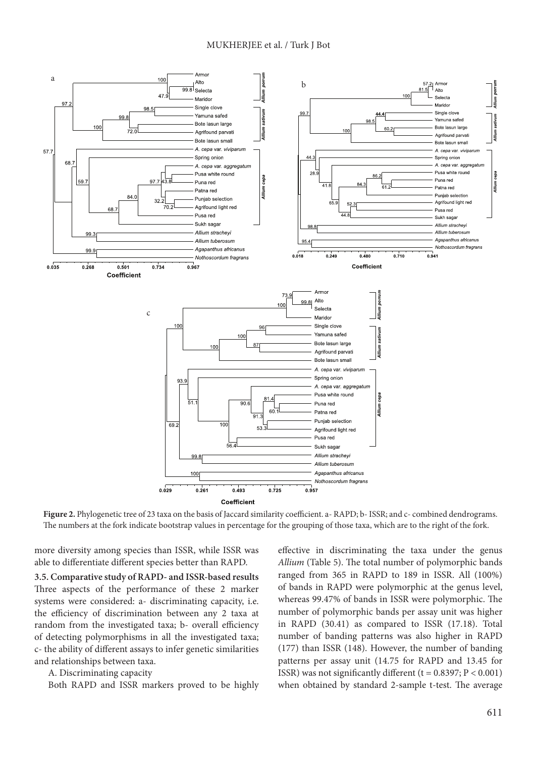**Figure 2.** Phylogenetic tree of 23 taxa on the basis of Jaccard similarity coefficient. a- RAPD; b- ISSR; and c- combined dendrograms. The numbers at the fork indicate bootstrap values in percentage for the grouping of those taxa, which are to the right of the fork.

more diversity among species than ISSR, while ISSR was able to differentiate different species better than RAPD.

### 3.5. Comparative study of RAPD- and ISSR-based results

Three aspects of the performance of these 2 marker systems were considered: a- discriminating capacity, i.e. the efficiency of discrimination between any 2 taxa at random from the investigated taxa; b- overall efficiency of detecting polymorphisms in all the investigated taxa; c- the ability of different assays to infer genetic similarities and relationships between taxa.

A. Discriminating capacity

Both RAPD and ISSR markers proved to be highly effective in discriminating the taxa under the genus *Allium* (Table 5). The total number of polymorphic bands ranged from 365 in RAPD to 189 in ISSR. All (100%) of bands in RAPD were polymorphic at the genus level, whereas 99.47% of bands in ISSR were polymorphic. The number of polymorphic bands per assay unit was higher in RAPD (30.41) as compared to ISSR (17.18). Total number of banding patterns was also higher in RAPD (177) than ISSR (148). However, the number of banding patterns per assay unit (14.75 for RAPD and 13.45 for ISSR) was not significantly different ($t = 0.8397$; $P < 0.001$) when obtained by standard 2-sample t-test. The average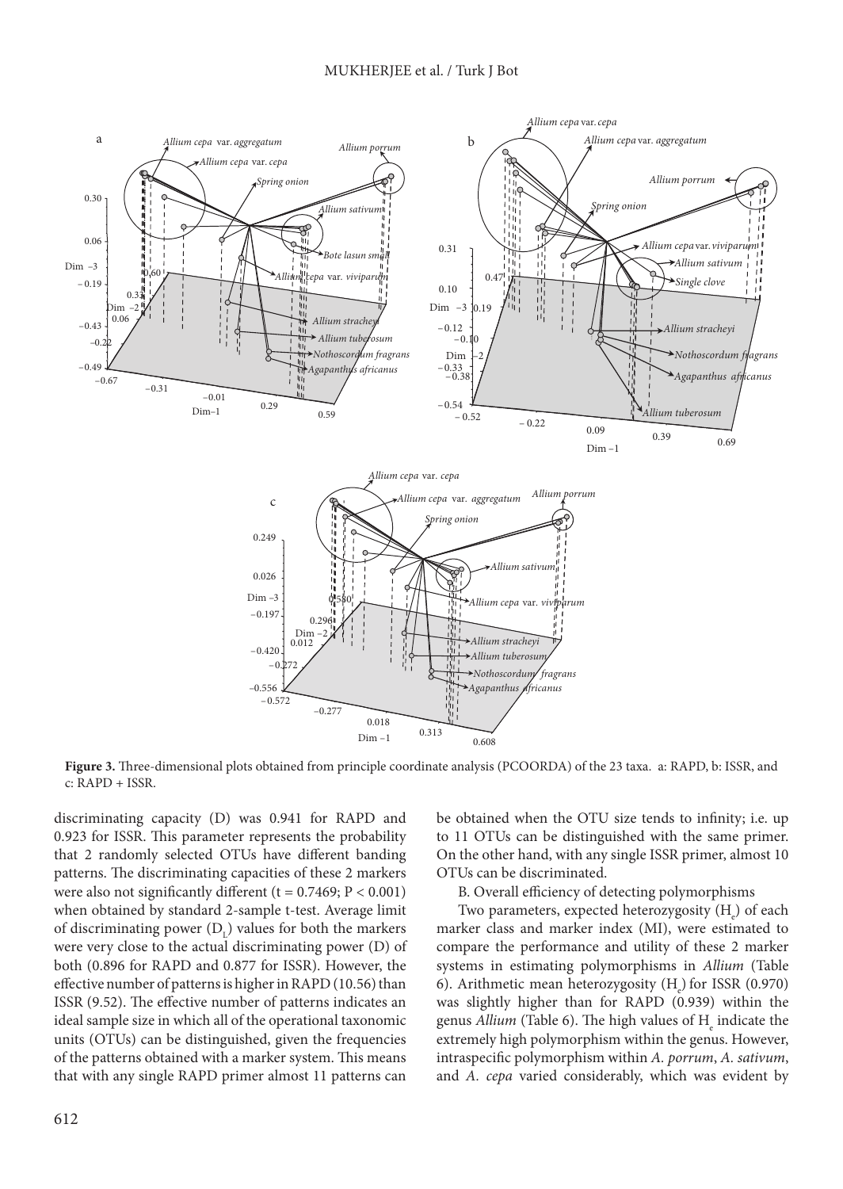**Figure 3.** Three-dimensional plots obtained from principle coordinate analysis (PCOORDA) of the 23 taxa. a: RAPD, b: ISSR, and c: RAPD + ISSR.

discriminating capacity (D) was 0.941 for RAPD and 0.923 for ISSR. This parameter represents the probability that 2 randomly selected OTUs have different banding patterns. The discriminating capacities of these 2 markers were also not significantly different ($t = 0.7469$; $P < 0.001$) when obtained by standard 2-sample t-test. Average limit of discriminating power ($D_L$) values for both the markers were very close to the actual discriminating power (D) of both (0.896 for RAPD and 0.877 for ISSR). However, the effective number of patterns is higher in RAPD (10.56) than ISSR (9.52). The effective number of patterns indicates an ideal sample size in which all of the operational taxonomic units (OTUs) can be distinguished, given the frequencies of the patterns obtained with a marker system. This means that with any single RAPD primer almost 11 patterns can be obtained when the OTU size tends to infinity; i.e. up to 11 OTUs can be distinguished with the same primer. On the other hand, with any single ISSR primer, almost 10 OTUs can be discriminated.

B. Overall efficiency of detecting polymorphisms

Two parameters, expected heterozygosity ($H_e$) of each marker class and marker index (MI), were estimated to compare the performance and utility of these 2 marker systems in estimating polymorphisms in *Allium* (Table 6). Arithmetic mean heterozygosity ($H_e$) for ISSR (0.970) was slightly higher than for RAPD (0.939) within the genus *Allium* (Table 6). The high values of $H_e$ indicate the extremely high polymorphism within the genus. However, intraspecific polymorphism within *A. porrum*, *A. sativum*, and *A. cepa* varied considerably, which was evident by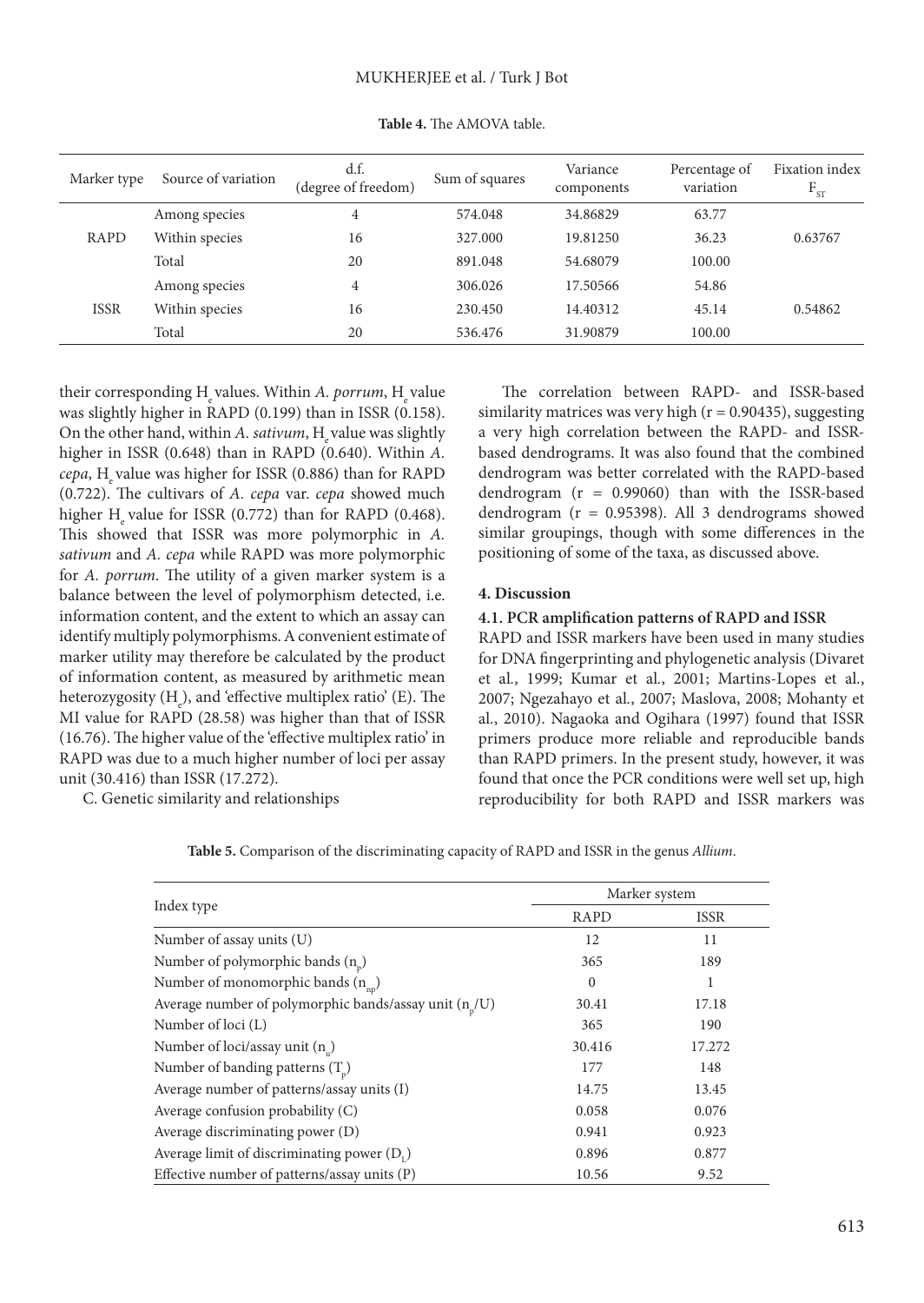**Table 4.** The AMOVA table.

| Marker type | Source of variation | d.f. (degree of freedom) | Sum of squares | Variance components | Percentage of variation | Fixation index $F_{ST}$ |
|---|---|---|---|---|---|---|
| RAPD | Among species | 4 | 574.048 | 34.86829 | 63.77 | 0.63767 |
| | Within species | 16 | 327.000 | 19.81250 | 36.23 | |
| | Total | 20 | 891.048 | 54.68079 | 100.00 | |
| ISSR | Among species | 4 | 306.026 | 17.50566 | 54.86 | 0.54862 |
| | Within species | 16 | 230.450 | 14.40312 | 45.14 | |
| | Total | 20 | 536.476 | 31.90879 | 100.00 | |

their corresponding $H_e$ values. Within *A. porrum*, $H_e$ value was slightly higher in RAPD (0.199) than in ISSR (0.158). On the other hand, within *A. sativum*, $H_e$ value was slightly higher in ISSR (0.648) than in RAPD (0.640). Within *A. cepa*, $H_e$ value was higher for ISSR (0.886) than for RAPD (0.722). The cultivars of *A. cepa* var. *cepa* showed much higher $H_e$ value for ISSR (0.772) than for RAPD (0.468). This showed that ISSR was more polymorphic in *A. sativum* and *A. cepa* while RAPD was more polymorphic for *A. porrum*. The utility of a given marker system is a balance between the level of polymorphism detected, i.e. information content, and the extent to which an assay can identify multiply polymorphisms. A convenient estimate of marker utility may therefore be calculated by the product of information content, as measured by arithmetic mean heterozygosity ($H_e$), and 'effective multiplex ratio' (E). The MI value for RAPD (28.58) was higher than that of ISSR (16.76). The higher value of the 'effective multiplex ratio' in RAPD was due to a much higher number of loci per assay unit (30.416) than ISSR (17.272).

C. Genetic similarity and relationships

The correlation between RAPD- and ISSR-based similarity matrices was very high (r = 0.90435), suggesting a very high correlation between the RAPD- and ISSR-based dendrograms. It was also found that the combined dendrogram was better correlated with the RAPD-based dendrogram (r = 0.99060) than with the ISSR-based dendrogram (r = 0.95398). All 3 dendrograms showed similar groupings, though with some differences in the positioning of some of the taxa, as discussed above.

## 4. Discussion

### 4.1. PCR amplification patterns of RAPD and ISSR

RAPD and ISSR markers have been used in many studies for DNA fingerprinting and phylogenetic analysis (Divaret et al., 1999; Kumar et al., 2001; Martins-Lopes et al., 2007; Ngezahayo et al., 2007; Maslova, 2008; Mohanty et al., 2010). Nagaoka and Ogihara (1997) found that ISSR primers produce more reliable and reproducible bands than RAPD primers. In the present study, however, it was found that once the PCR conditions were well set up, high reproducibility for both RAPD and ISSR markers was

**Table 5.** Comparison of the discriminating capacity of RAPD and ISSR in the genus *Allium*.

| Index type | Marker system | |
|---|---|---|
| | RAPD | ISSR |
| Number of assay units (U) | 12 | 11 |
| Number of polymorphic bands ($n_p$) | 365 | 189 |
| Number of monomorphic bands ($n_{np}$) | 0 | 1 |
| Average number of polymorphic bands/assay unit ($n_p$/U) | 30.41 | 17.18 |
| Number of loci (L) | 365 | 190 |
| Number of loci/assay unit ($n_u$) | 30.416 | 17.272 |
| Number of banding patterns ($T_p$) | 177 | 148 |
| Average number of patterns/assay units (I) | 14.75 | 13.45 |
| Average confusion probability (C) | 0.058 | 0.076 |
| Average discriminating power (D) | 0.941 | 0.923 |
| Average limit of discriminating power ($D_L$) | 0.896 | 0.877 |
| Effective number of patterns/assay units (P) | 10.56 | 9.52 |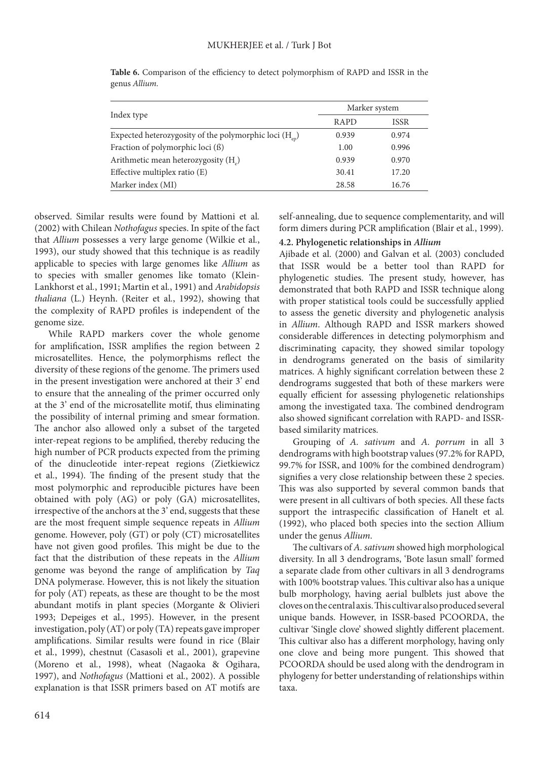**Table 6.** Comparison of the efficiency to detect polymorphism of RAPD and ISSR in the genus *Allium*.

| Index type | Marker system | |
|---|---|---|
| | RAPD | ISSR |
| Expected heterozygosity of the polymorphic loci ($H_{ep}$) | 0.939 | 0.974 |
| Fraction of polymorphic loci (ß) | 1.00 | 0.996 |
| Arithmetic mean heterozygosity ($H_e$) | 0.939 | 0.970 |
| Effective multiplex ratio (E) | 30.41 | 17.20 |
| Marker index (MI) | 28.58 | 16.76 |

observed. Similar results were found by Mattioni et al. (2002) with Chilean *Nothofagus* species. In spite of the fact that *Allium* possesses a very large genome (Wilkie et al., 1993), our study showed that this technique is as readily applicable to species with large genomes like *Allium* as to species with smaller genomes like tomato (Klein-Lankhorst et al., 1991; Martin et al., 1991) and *Arabidopsis thaliana* (L.) Heynh. (Reiter et al., 1992), showing that the complexity of RAPD profiles is independent of the genome size.

While RAPD markers cover the whole genome for amplification, ISSR amplifies the region between 2 microsatellites. Hence, the polymorphisms reflect the diversity of these regions of the genome. The primers used in the present investigation were anchored at their 3' end to ensure that the annealing of the primer occurred only at the 3' end of the microsatellite motif, thus eliminating the possibility of internal priming and smear formation. The anchor also allowed only a subset of the targeted inter-repeat regions to be amplified, thereby reducing the high number of PCR products expected from the priming of the dinucleotide inter-repeat regions (Zietkiewicz et al., 1994). The finding of the present study that the most polymorphic and reproducible pictures have been obtained with poly (AG) or poly (GA) microsatellites, irrespective of the anchors at the 3' end, suggests that these are the most frequent simple sequence repeats in *Allium* genome. However, poly (GT) or poly (CT) microsatellites have not given good profiles. This might be due to the fact that the distribution of these repeats in the *Allium* genome was beyond the range of amplification by *Taq* DNA polymerase. However, this is not likely the situation for poly (AT) repeats, as these are thought to be the most abundant motifs in plant species (Morgante & Olivieri 1993; Depeiges et al., 1995). However, in the present investigation, poly (AT) or poly (TA) repeats gave improper amplifications. Similar results were found in rice (Blair et al., 1999), chestnut (Casasoli et al., 2001), grapevine (Moreno et al., 1998), wheat (Nagaoka & Ogihara, 1997), and *Nothofagus* (Mattioni et al., 2002). A possible explanation is that ISSR primers based on AT motifs are self-annealing, due to sequence complementarity, and will form dimers during PCR amplification (Blair et al., 1999).

### 4.2. Phylogenetic relationships in *Allium*

Ajibade et al. (2000) and Galvan et al. (2003) concluded that ISSR would be a better tool than RAPD for phylogenetic studies. The present study, however, has demonstrated that both RAPD and ISSR technique along with proper statistical tools could be successfully applied to assess the genetic diversity and phylogenetic analysis in *Allium*. Although RAPD and ISSR markers showed considerable differences in detecting polymorphism and discriminating capacity, they showed similar topology in dendrograms generated on the basis of similarity matrices. A highly significant correlation between these 2 dendrograms suggested that both of these markers were equally efficient for assessing phylogenetic relationships among the investigated taxa. The combined dendrogram also showed significant correlation with RAPD- and ISSR-based similarity matrices.

Grouping of *A. sativum* and *A. porrum* in all 3 dendrograms with high bootstrap values (97.2% for RAPD, 99.7% for ISSR, and 100% for the combined dendrogram) signifies a very close relationship between these 2 species. This was also supported by several common bands that were present in all cultivars of both species. All these facts support the intraspecific classification of Hanelt et al. (1992), who placed both species into the section Allium under the genus *Allium*.

The cultivars of *A. sativum* showed high morphological diversity. In all 3 dendrograms, 'Bote lasun small' formed a separate clade from other cultivars in all 3 dendrograms with 100% bootstrap values. This cultivar also has a unique bulb morphology, having aerial bulblets just above the cloves on the central axis. This cultivar also produced several unique bands. However, in ISSR-based PCOORDA, the cultivar 'Single clove' showed slightly different placement. This cultivar also has a different morphology, having only one clove and being more pungent. This showed that PCOORDA should be used along with the dendrogram in phylogeny for better understanding of relationships within taxa.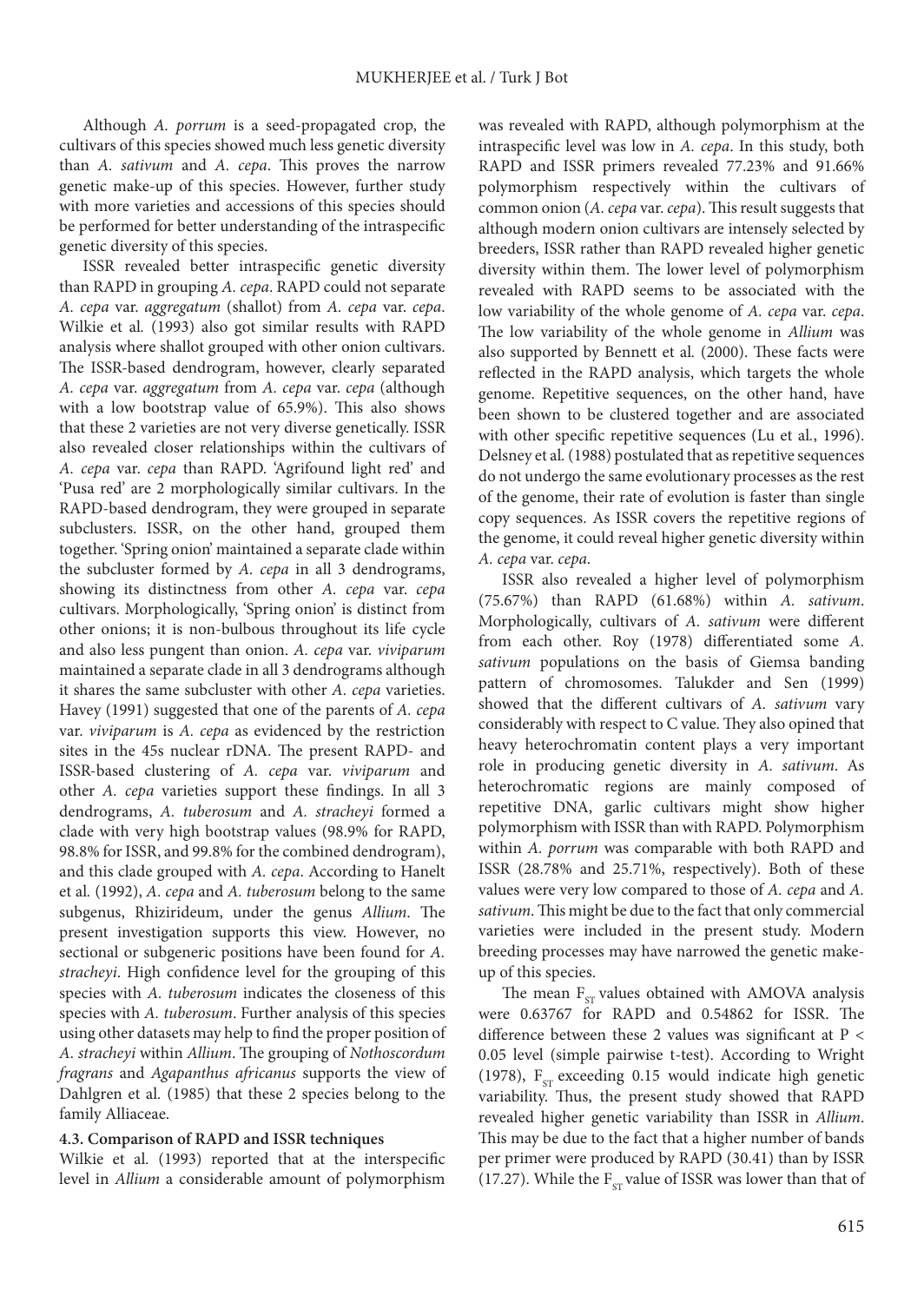Although *A. porrum* is a seed-propagated crop, the cultivars of this species showed much less genetic diversity than *A. sativum* and *A. cepa*. This proves the narrow genetic make-up of this species. However, further study with more varieties and accessions of this species should be performed for better understanding of the intraspecific genetic diversity of this species.

ISSR revealed better intraspecific genetic diversity than RAPD in grouping *A. cepa*. RAPD could not separate *A. cepa* var. *aggregatum* (shallot) from *A. cepa* var. *cepa*. Wilkie et al. (1993) also got similar results with RAPD analysis where shallot grouped with other onion cultivars. The ISSR-based dendrogram, however, clearly separated *A. cepa* var. *aggregatum* from *A. cepa* var. *cepa* (although with a low bootstrap value of 65.9%). This also shows that these 2 varieties are not very diverse genetically. ISSR also revealed closer relationships within the cultivars of *A. cepa* var. *cepa* than RAPD. 'Agrifound light red' and 'Pusa red' are 2 morphologically similar cultivars. In the RAPD-based dendrogram, they were grouped in separate subclusters. ISSR, on the other hand, grouped them together. 'Spring onion' maintained a separate clade within the subcluster formed by *A. cepa* in all 3 dendrograms, showing its distinctness from other *A. cepa* var. *cepa* cultivars. Morphologically, 'Spring onion' is distinct from other onions; it is non-bulbous throughout its life cycle and also less pungent than onion. *A. cepa* var. *viviparum* maintained a separate clade in all 3 dendrograms although it shares the same subcluster with other *A. cepa* varieties. Havey (1991) suggested that one of the parents of *A. cepa* var. *viviparum* is *A. cepa* as evidenced by the restriction sites in the 45s nuclear rDNA. The present RAPD- and ISSR-based clustering of *A. cepa* var. *viviparum* and other *A. cepa* varieties support these findings. In all 3 dendrograms, *A. tuberosum* and *A. stracheyi* formed a clade with very high bootstrap values (98.9% for RAPD, 98.8% for ISSR, and 99.8% for the combined dendrogram), and this clade grouped with *A. cepa*. According to Hanelt et al. (1992), *A. cepa* and *A. tuberosum* belong to the same subgenus, Rhizirideum, under the genus *Allium*. The present investigation supports this view. However, no sectional or subgeneric positions have been found for *A. stracheyi*. High confidence level for the grouping of this species with *A. tuberosum* indicates the closeness of this species with *A. tuberosum*. Further analysis of this species using other datasets may help to find the proper position of *A. stracheyi* within *Allium*. The grouping of *Nothoscordum fragrans* and *Agapanthus africanus* supports the view of Dahlgren et al. (1985) that these 2 species belong to the family Alliaceae.

### 4.3. Comparison of RAPD and ISSR techniques

Wilkie et al. (1993) reported that at the interspecific level in *Allium* a considerable amount of polymorphism was revealed with RAPD, although polymorphism at the intraspecific level was low in *A. cepa*. In this study, both RAPD and ISSR primers revealed 77.23% and 91.66% polymorphism respectively within the cultivars of common onion (*A. cepa* var. *cepa*). This result suggests that although modern onion cultivars are intensely selected by breeders, ISSR rather than RAPD revealed higher genetic diversity within them. The lower level of polymorphism revealed with RAPD seems to be associated with the low variability of the whole genome of *A. cepa* var. *cepa*. The low variability of the whole genome in *Allium* was also supported by Bennett et al. (2000). These facts were reflected in the RAPD analysis, which targets the whole genome. Repetitive sequences, on the other hand, have been shown to be clustered together and are associated with other specific repetitive sequences (Lu et al., 1996). Delsney et al. (1988) postulated that as repetitive sequences do not undergo the same evolutionary processes as the rest of the genome, their rate of evolution is faster than single copy sequences. As ISSR covers the repetitive regions of the genome, it could reveal higher genetic diversity within *A. cepa* var. *cepa*.

ISSR also revealed a higher level of polymorphism (75.67%) than RAPD (61.68%) within *A. sativum*. Morphologically, cultivars of *A. sativum* were different from each other. Roy (1978) differentiated some *A. sativum* populations on the basis of Giemsa banding pattern of chromosomes. Talukder and Sen (1999) showed that the different cultivars of *A. sativum* vary considerably with respect to C value. They also opined that heavy heterochromatin content plays a very important role in producing genetic diversity in *A. sativum*. As heterochromatic regions are mainly composed of repetitive DNA, garlic cultivars might show higher polymorphism with ISSR than with RAPD. Polymorphism within *A. porrum* was comparable with both RAPD and ISSR (28.78% and 25.71%, respectively). Both of these values were very low compared to those of *A. cepa* and *A. sativum*. This might be due to the fact that only commercial varieties were included in the present study. Modern breeding processes may have narrowed the genetic make-up of this species.

The mean $F_{ST}$ values obtained with AMOVA analysis were 0.63767 for RAPD and 0.54862 for ISSR. The difference between these 2 values was significant at $P < 0.05$ level (simple pairwise t-test). According to Wright (1978), $F_{ST}$ exceeding 0.15 would indicate high genetic variability. Thus, the present study showed that RAPD revealed higher genetic variability than ISSR in *Allium*. This may be due to the fact that a higher number of bands per primer were produced by RAPD (30.41) than by ISSR (17.27). While the $F_{ST}$ value of ISSR was lower than that of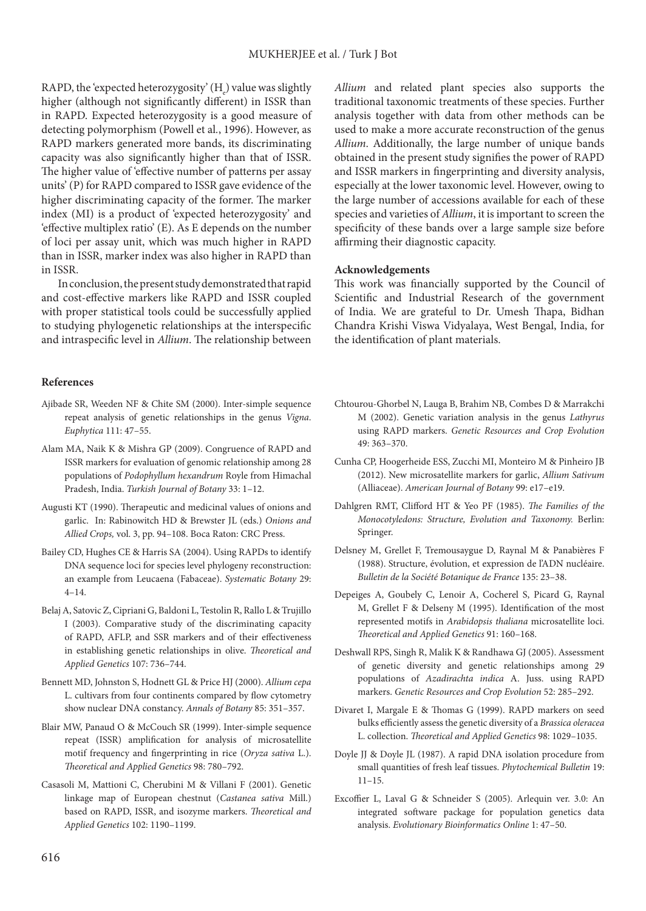RAPD, the 'expected heterozygosity' ($H_e$) value was slightly higher (although not significantly different) in ISSR than in RAPD. Expected heterozygosity is a good measure of detecting polymorphism (Powell et al., 1996). However, as RAPD markers generated more bands, its discriminating capacity was also significantly higher than that of ISSR. The higher value of 'effective number of patterns per assay units' (P) for RAPD compared to ISSR gave evidence of the higher discriminating capacity of the former. The marker index (MI) is a product of 'expected heterozygosity' and 'effective multiplex ratio' (E). As E depends on the number of loci per assay unit, which was much higher in RAPD than in ISSR, marker index was also higher in RAPD than in ISSR.

In conclusion, the present study demonstrated that rapid and cost-effective markers like RAPD and ISSR coupled with proper statistical tools could be successfully applied to studying phylogenetic relationships at the interspecific and intraspecific level in *Allium*. The relationship between *Allium* and related plant species also supports the traditional taxonomic treatments of these species. Further analysis together with data from other methods can be used to make a more accurate reconstruction of the genus *Allium*. Additionally, the large number of unique bands obtained in the present study signifies the power of RAPD and ISSR markers in fingerprinting and diversity analysis, especially at the lower taxonomic level. However, owing to the large number of accessions available for each of these species and varieties of *Allium*, it is important to screen the specificity of these bands over a large sample size before affirming their diagnostic capacity.

**Acknowledgements**

This work was financially supported by the Council of Scientific and Industrial Research of the government of India. We are grateful to Dr. Umesh Thapa, Bidhan Chandra Krishi Viswa Vidyalaya, West Bengal, India, for the identification of plant materials.

**References**

Ajibade SR, Weeden NF & Chite SM (2000). Inter-simple sequence repeat analysis of genetic relationships in the genus *Vigna*. *Euphytica* 111: 47–55.

Alam MA, Naik K & Mishra GP (2009). Congruence of RAPD and ISSR markers for evaluation of genomic relationship among 28 populations of *Podophyllum hexandrum* Royle from Himachal Pradesh, India. *Turkish Journal of Botany* 33: 1–12.

Augusti KT (1990). Therapeutic and medicinal values of onions and garlic. In: Rabinowitch HD & Brewster JL (eds.) *Onions and Allied Crops,* vol. 3, pp. 94–108. Boca Raton: CRC Press.

Bailey CD, Hughes CE & Harris SA (2004). Using RAPDs to identify DNA sequence loci for species level phylogeny reconstruction: an example from Leucaena (Fabaceae). *Systematic Botany* 29: 4–14.

Belaj A, Satovic Z, Cipriani G, Baldoni L, Testolin R, Rallo L & Trujillo I (2003). Comparative study of the discriminating capacity of RAPD, AFLP, and SSR markers and of their effectiveness in establishing genetic relationships in olive. *Theoretical and Applied Genetics* 107: 736–744.

Bennett MD, Johnston S, Hodnett GL & Price HJ (2000). *Allium cepa* L. cultivars from four continents compared by flow cytometry show nuclear DNA constancy. *Annals of Botany* 85: 351–357.

Blair MW, Panaud O & McCouch SR (1999). Inter-simple sequence repeat (ISSR) amplification for analysis of microsatellite motif frequency and fingerprinting in rice (*Oryza sativa* L.). *Theoretical and Applied Genetics* 98: 780–792.

Casasoli M, Mattioni C, Cherubini M & Villani F (2001). Genetic linkage map of European chestnut (*Castanea sativa* Mill.) based on RAPD, ISSR, and isozyme markers. *Theoretical and Applied Genetics* 102: 1190–1199.

Chtourou-Ghorbel N, Lauga B, Brahim NB, Combes D & Marrakchi M (2002). Genetic variation analysis in the genus *Lathyrus* using RAPD markers. *Genetic Resources and Crop Evolution* 49: 363–370.

Cunha CP, Hoogerheide ESS, Zucchi MI, Monteiro M & Pinheiro JB (2012). New microsatellite markers for garlic, *Allium Sativum* (Alliaceae). *American Journal of Botany* 99: e17–e19.

Dahlgren RMT, Clifford HT & Yeo PF (1985). *The Families of the Monocotyledons: Structure, Evolution and Taxonomy.* Berlin: Springer.

Delsney M, Grellet F, Tremousaygue D, Raynal M & Panabières F (1988). Structure, évolution, et expression de l'ADN nucléaire. *Bulletin de la Société Botanique de France* 135: 23–38.

Depeiges A, Goubely C, Lenoir A, Cocherel S, Picard G, Raynal M, Grellet F & Delseny M (1995). Identification of the most represented motifs in *Arabidopsis thaliana* microsatellite loci. *Theoretical and Applied Genetics* 91: 160–168.

Deshwall RPS, Singh R, Malik K & Randhawa GJ (2005). Assessment of genetic diversity and genetic relationships among 29 populations of *Azadirachta indica* A. Juss. using RAPD markers. *Genetic Resources and Crop Evolution* 52: 285–292.

Divaret I, Margale E & Thomas G (1999). RAPD markers on seed bulks efficiently assess the genetic diversity of a *Brassica oleracea* L. collection. *Theoretical and Applied Genetics* 98: 1029–1035.

Doyle JJ & Doyle JL (1987). A rapid DNA isolation procedure from small quantities of fresh leaf tissues. *Phytochemical Bulletin* 19: 11–15.

Excoffier L, Laval G & Schneider S (2005). Arlequin ver. 3.0: An integrated software package for population genetics data analysis. *Evolutionary Bioinformatics Online* 1: 47–50.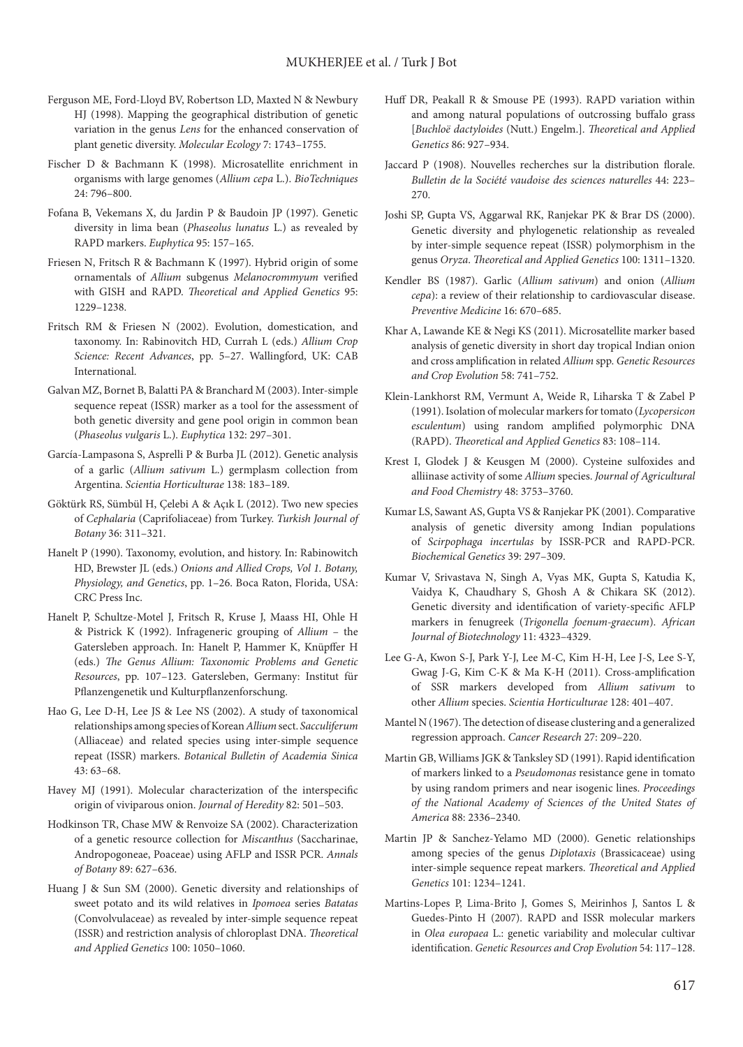Ferguson ME, Ford-Lloyd BV, Robertson LD, Maxted N & Newbury HJ (1998). Mapping the geographical distribution of genetic variation in the genus *Lens* for the enhanced conservation of plant genetic diversity. *Molecular Ecology* 7: 1743–1755.

Fischer D & Bachmann K (1998). Microsatellite enrichment in organisms with large genomes (*Allium cepa* L.). *BioTechniques* 24: 796–800.

Fofana B, Vekemans X, du Jardin P & Baudoin JP (1997). Genetic diversity in lima bean (*Phaseolus lunatus* L.) as revealed by RAPD markers. *Euphytica* 95: 157–165.

Friesen N, Fritsch R & Bachmann K (1997). Hybrid origin of some ornamentals of *Allium* subgenus *Melanocrommyum* verified with GISH and RAPD. *Theoretical and Applied Genetics* 95: 1229–1238.

Fritsch RM & Friesen N (2002). Evolution, domestication, and taxonomy. In: Rabinovitch HD, Currah L (eds.) *Allium Crop Science: Recent Advances*, pp. 5–27. Wallingford, UK: CAB International.

Galvan MZ, Bornet B, Balatti PA & Branchard M (2003). Inter-simple sequence repeat (ISSR) marker as a tool for the assessment of both genetic diversity and gene pool origin in common bean (*Phaseolus vulgaris* L.). *Euphytica* 132: 297–301.

García-Lampasona S, Asprelli P & Burba JL (2012). Genetic analysis of a garlic (*Allium sativum* L.) germplasm collection from Argentina. *Scientia Horticulturae* 138: 183–189.

Göktürk RS, Sümbül H, Çelebi A & Açık L (2012). Two new species of *Cephalaria* (Caprifoliaceae) from Turkey. *Turkish Journal of Botany* 36: 311–321.

Hanelt P (1990). Taxonomy, evolution, and history. In: Rabinowitch HD, Brewster JL (eds.) *Onions and Allied Crops, Vol 1. Botany, Physiology, and Genetics*, pp. 1–26. Boca Raton, Florida, USA: CRC Press Inc.

Hanelt P, Schultze-Motel J, Fritsch R, Kruse J, Maass HI, Ohle H & Pistrick K (1992). Infrageneric grouping of *Allium* – the Gatersleben approach. In: Hanelt P, Hammer K, Knüpffer H (eds.) *The Genus Allium: Taxonomic Problems and Genetic Resources*, pp. 107–123. Gatersleben, Germany: Institut für Pflanzengenetik und Kulturpflanzenforschung.

Hao G, Lee D-H, Lee JS & Lee NS (2002). A study of taxonomical relationships among species of Korean *Allium* sect. *Sacculiferum* (Alliaceae) and related species using inter-simple sequence repeat (ISSR) markers. *Botanical Bulletin of Academia Sinica* 43: 63–68.

Havey MJ (1991). Molecular characterization of the interspecific origin of viviparous onion. *Journal of Heredity* 82: 501–503.

Hodkinson TR, Chase MW & Renvoize SA (2002). Characterization of a genetic resource collection for *Miscanthus* (Saccharinae, Andropogoneae, Poaceae) using AFLP and ISSR PCR. *Annals of Botany* 89: 627–636.

Huang J & Sun SM (2000). Genetic diversity and relationships of sweet potato and its wild relatives in *Ipomoea* series *Batatas* (Convolvulaceae) as revealed by inter-simple sequence repeat (ISSR) and restriction analysis of chloroplast DNA. *Theoretical and Applied Genetics* 100: 1050–1060.

Huff DR, Peakall R & Smouse PE (1993). RAPD variation within and among natural populations of outcrossing buffalo grass [*Buchloë dactyloides* (Nutt.) Engelm.]. *Theoretical and Applied Genetics* 86: 927–934.

Jaccard P (1908). Nouvelles recherches sur la distribution florale. *Bulletin de la Société vaudoise des sciences naturelles* 44: 223–270.

Joshi SP, Gupta VS, Aggarwal RK, Ranjekar PK & Brar DS (2000). Genetic diversity and phylogenetic relationship as revealed by inter-simple sequence repeat (ISSR) polymorphism in the genus *Oryza*. *Theoretical and Applied Genetics* 100: 1311–1320.

Kendler BS (1987). Garlic (*Allium sativum*) and onion (*Allium cepa*): a review of their relationship to cardiovascular disease. *Preventive Medicine* 16: 670–685.

Khar A, Lawande KE & Negi KS (2011). Microsatellite marker based analysis of genetic diversity in short day tropical Indian onion and cross amplification in related *Allium* spp. *Genetic Resources and Crop Evolution* 58: 741–752.

Klein-Lankhorst RM, Vermunt A, Weide R, Liharska T & Zabel P (1991). Isolation of molecular markers for tomato (*Lycopersicon esculentum*) using random amplified polymorphic DNA (RAPD). *Theoretical and Applied Genetics* 83: 108–114.

Krest I, Glodek J & Keusgen M (2000). Cysteine sulfoxides and alliinase activity of some *Allium* species. *Journal of Agricultural and Food Chemistry* 48: 3753–3760.

Kumar LS, Sawant AS, Gupta VS & Ranjekar PK (2001). Comparative analysis of genetic diversity among Indian populations of *Scirpophaga incertulas* by ISSR-PCR and RAPD-PCR. *Biochemical Genetics* 39: 297–309.

Kumar V, Srivastava N, Singh A, Vyas MK, Gupta S, Katudia K, Vaidya K, Chaudhary S, Ghosh A & Chikara SK (2012). Genetic diversity and identification of variety-specific AFLP markers in fenugreek (*Trigonella foenum-graecum*). *African Journal of Biotechnology* 11: 4323–4329.

Lee G-A, Kwon S-J, Park Y-J, Lee M-C, Kim H-H, Lee J-S, Lee S-Y, Gwag J-G, Kim C-K & Ma K-H (2011). Cross-amplification of SSR markers developed from *Allium sativum* to other *Allium* species. *Scientia Horticulturae* 128: 401–407.

Mantel N (1967). The detection of disease clustering and a generalized regression approach. *Cancer Research* 27: 209–220.

Martin GB, Williams JGK & Tanksley SD (1991). Rapid identification of markers linked to a *Pseudomonas* resistance gene in tomato by using random primers and near isogenic lines. *Proceedings of the National Academy of Sciences of the United States of America* 88: 2336–2340.

Martin JP & Sanchez-Yelamo MD (2000). Genetic relationships among species of the genus *Diplotaxis* (Brassicaceae) using inter-simple sequence repeat markers. *Theoretical and Applied Genetics* 101: 1234–1241.

Martins-Lopes P, Lima-Brito J, Gomes S, Meirinhos J, Santos L & Guedes-Pinto H (2007). RAPD and ISSR molecular markers in *Olea europaea* L.: genetic variability and molecular cultivar identification. *Genetic Resources and Crop Evolution* 54: 117–128.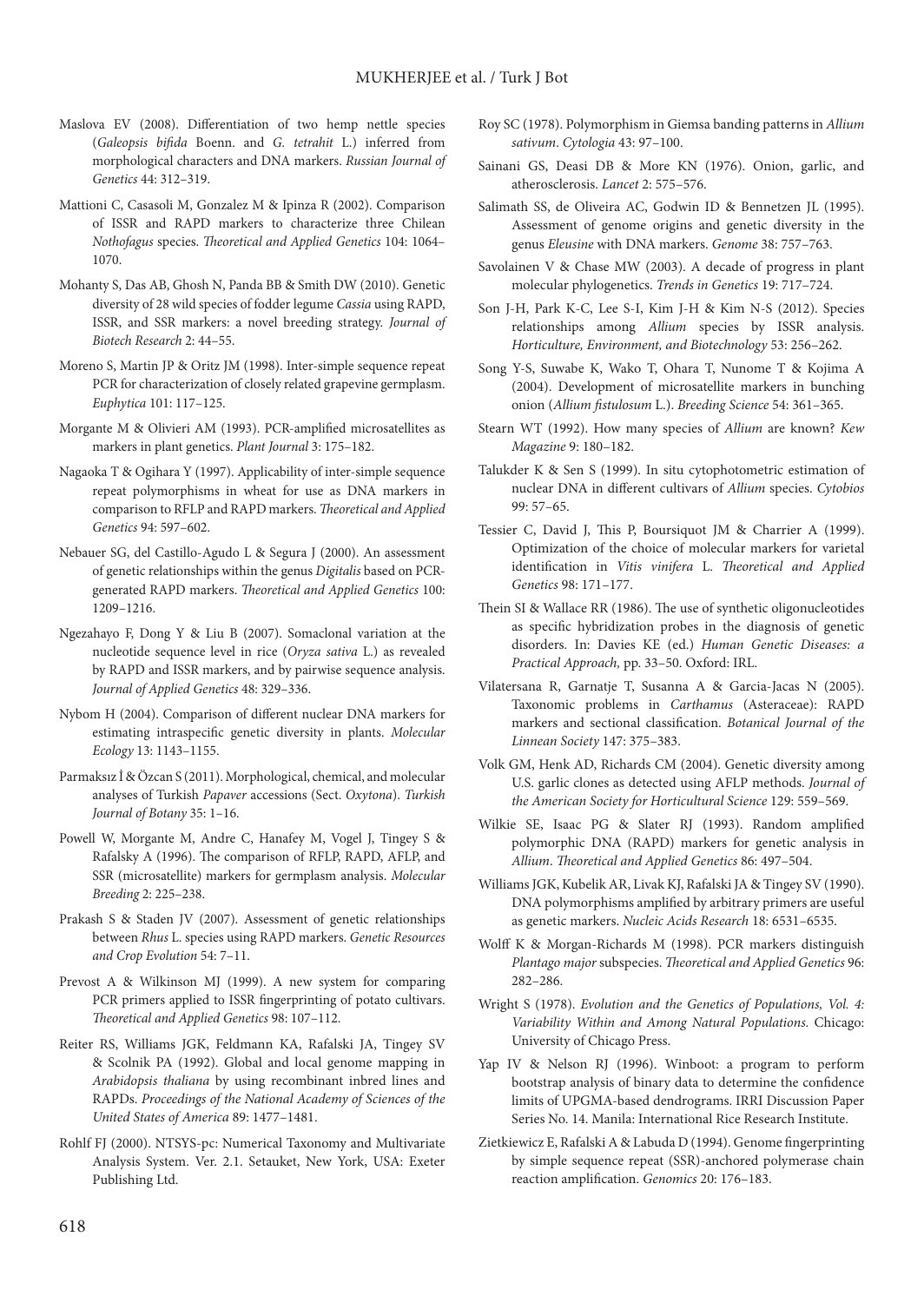Maslova EV (2008). Differentiation of two hemp nettle species (*Galeopsis bifida* Boenn. and *G. tetrahit* L.) inferred from morphological characters and DNA markers. *Russian Journal of Genetics* 44: 312–319.

Mattioni C, Casasoli M, Gonzalez M & Ipinza R (2002). Comparison of ISSR and RAPD markers to characterize three Chilean *Nothofagus* species. *Theoretical and Applied Genetics* 104: 1064–1070.

Mohanty S, Das AB, Ghosh N, Panda BB & Smith DW (2010). Genetic diversity of 28 wild species of fodder legume *Cassia* using RAPD, ISSR, and SSR markers: a novel breeding strategy. *Journal of Biotech Research* 2: 44–55.

Moreno S, Martin JP & Oritz JM (1998). Inter-simple sequence repeat PCR for characterization of closely related grapevine germplasm. *Euphytica* 101: 117–125.

Morgante M & Olivieri AM (1993). PCR-amplified microsatellites as markers in plant genetics. *Plant Journal* 3: 175–182.

Nagaoka T & Ogihara Y (1997). Applicability of inter-simple sequence repeat polymorphisms in wheat for use as DNA markers in comparison to RFLP and RAPD markers. *Theoretical and Applied Genetics* 94: 597–602.

Nebauer SG, del Castillo-Agudo L & Segura J (2000). An assessment of genetic relationships within the genus *Digitalis* based on PCR-generated RAPD markers. *Theoretical and Applied Genetics* 100: 1209–1216.

Ngezahayo F, Dong Y & Liu B (2007). Somaclonal variation at the nucleotide sequence level in rice (*Oryza sativa* L.) as revealed by RAPD and ISSR markers, and by pairwise sequence analysis. *Journal of Applied Genetics* 48: 329–336.

Nybom H (2004). Comparison of different nuclear DNA markers for estimating intraspecific genetic diversity in plants. *Molecular Ecology* 13: 1143–1155.

Parmaksız İ & Özcan S (2011). Morphological, chemical, and molecular analyses of Turkish *Papaver* accessions (Sect. *Oxytona*). *Turkish Journal of Botany* 35: 1–16.

Powell W, Morgante M, Andre C, Hanafey M, Vogel J, Tingey S & Rafalsky A (1996). The comparison of RFLP, RAPD, AFLP, and SSR (microsatellite) markers for germplasm analysis. *Molecular Breeding* 2: 225–238.

Prakash S & Staden JV (2007). Assessment of genetic relationships between *Rhus* L. species using RAPD markers. *Genetic Resources and Crop Evolution* 54: 7–11.

Prevost A & Wilkinson MJ (1999). A new system for comparing PCR primers applied to ISSR fingerprinting of potato cultivars. *Theoretical and Applied Genetics* 98: 107–112.

Reiter RS, Williams JGK, Feldmann KA, Rafalski JA, Tingey SV & Scolnik PA (1992). Global and local genome mapping in *Arabidopsis thaliana* by using recombinant inbred lines and RAPDs. *Proceedings of the National Academy of Sciences of the United States of America* 89: 1477–1481.

Rohlf FJ (2000). NTSYS-pc: Numerical Taxonomy and Multivariate Analysis System. Ver. 2.1. Setauket, New York, USA: Exeter Publishing Ltd.

Roy SC (1978). Polymorphism in Giemsa banding patterns in *Allium sativum*. *Cytologia* 43: 97–100.

Sainani GS, Deasi DB & More KN (1976). Onion, garlic, and atherosclerosis. *Lancet* 2: 575–576.

Salimath SS, de Oliveira AC, Godwin ID & Bennetzen JL (1995). Assessment of genome origins and genetic diversity in the genus *Eleusine* with DNA markers. *Genome* 38: 757–763.

Savolainen V & Chase MW (2003). A decade of progress in plant molecular phylogenetics. *Trends in Genetics* 19: 717–724.

Son J-H, Park K-C, Lee S-I, Kim J-H & Kim N-S (2012). Species relationships among *Allium* species by ISSR analysis. *Horticulture, Environment, and Biotechnology* 53: 256–262.

Song Y-S, Suwabe K, Wako T, Ohara T, Nunome T & Kojima A (2004). Development of microsatellite markers in bunching onion (*Allium fistulosum* L.). *Breeding Science* 54: 361–365.

Stearn WT (1992). How many species of *Allium* are known? *Kew Magazine* 9: 180–182.

Talukder K & Sen S (1999). In situ cytophotometric estimation of nuclear DNA in different cultivars of *Allium* species. *Cytobios* 99: 57–65.

Tessier C, David J, This P, Boursiquot JM & Charrier A (1999). Optimization of the choice of molecular markers for varietal identification in *Vitis vinifera* L. *Theoretical and Applied Genetics* 98: 171–177.

Thein SI & Wallace RR (1986). The use of synthetic oligonucleotides as specific hybridization probes in the diagnosis of genetic disorders. In: Davies KE (ed.) *Human Genetic Diseases: a Practical Approach*, pp. 33–50. Oxford: IRL.

Vilatersana R, Garnatje T, Susanna A & Garcia-Jacas N (2005). Taxonomic problems in *Carthamus* (Asteraceae): RAPD markers and sectional classification. *Botanical Journal of the Linnean Society* 147: 375–383.

Volk GM, Henk AD, Richards CM (2004). Genetic diversity among U.S. garlic clones as detected using AFLP methods. *Journal of the American Society for Horticultural Science* 129: 559–569.

Wilkie SE, Isaac PG & Slater RJ (1993). Random amplified polymorphic DNA (RAPD) markers for genetic analysis in *Allium*. *Theoretical and Applied Genetics* 86: 497–504.

Williams JGK, Kubelik AR, Livak KJ, Rafalski JA & Tingey SV (1990). DNA polymorphisms amplified by arbitrary primers are useful as genetic markers. *Nucleic Acids Research* 18: 6531–6535.

Wolff K & Morgan-Richards M (1998). PCR markers distinguish *Plantago major* subspecies. *Theoretical and Applied Genetics* 96: 282–286.

Wright S (1978). *Evolution and the Genetics of Populations, Vol. 4: Variability Within and Among Natural Populations*. Chicago: University of Chicago Press.

Yap IV & Nelson RJ (1996). Winboot: a program to perform bootstrap analysis of binary data to determine the confidence limits of UPGMA-based dendrograms. IRRI Discussion Paper Series No. 14. Manila: International Rice Research Institute.

Zietkiewicz E, Rafalski A & Labuda D (1994). Genome fingerprinting by simple sequence repeat (SSR)-anchored polymerase chain reaction amplification. *Genomics* 20: 176–183.